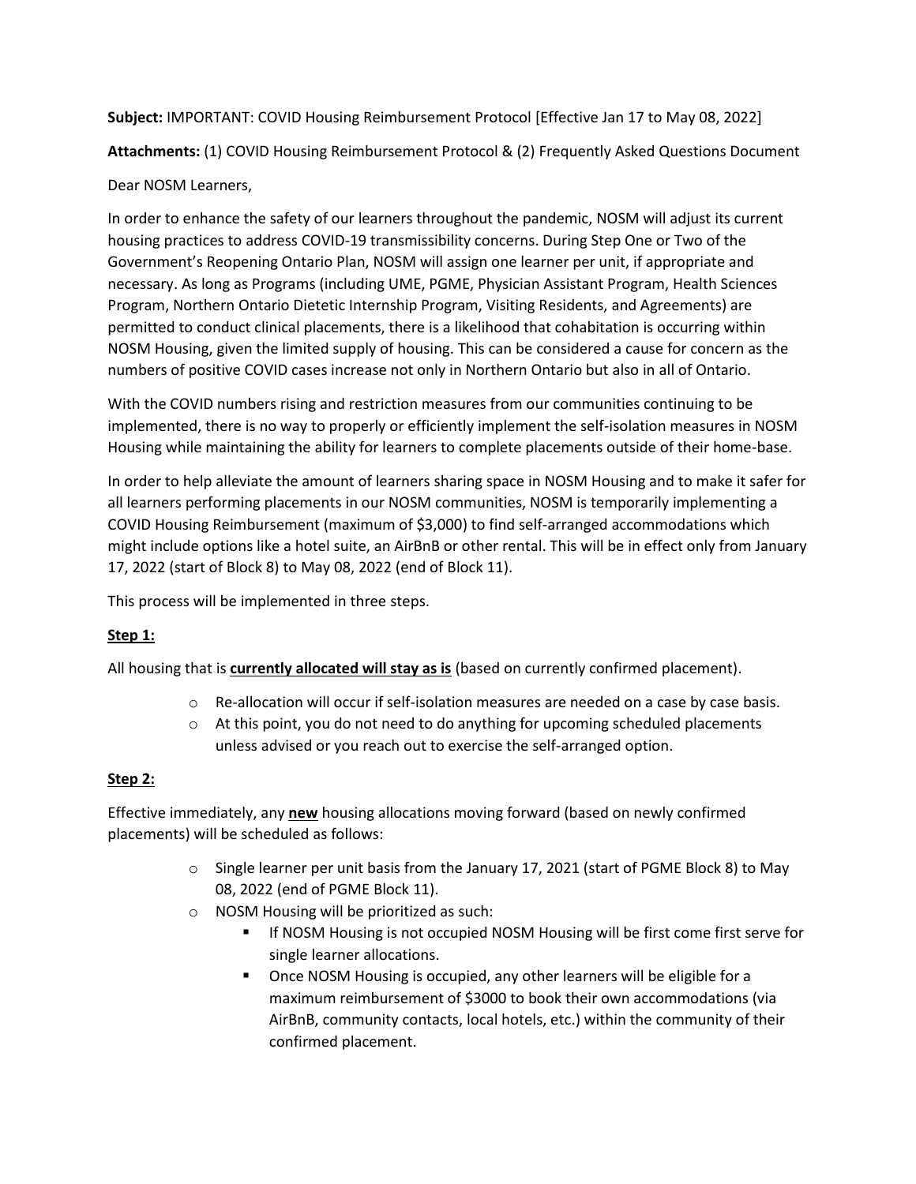**Subject:** IMPORTANT: COVID Housing Reimbursement Protocol [Effective Jan 17 to May 08, 2022]

**Attachments:** (1) COVID Housing Reimbursement Protocol & (2) Frequently Asked Questions Document

Dear NOSM Learners,

In order to enhance the safety of our learners throughout the pandemic, NOSM will adjust its current housing practices to address COVID-19 transmissibility concerns. During Step One or Two of the Government's Reopening Ontario Plan, NOSM will assign one learner per unit, if appropriate and necessary. As long as Programs (including UME, PGME, Physician Assistant Program, Health Sciences Program, Northern Ontario Dietetic Internship Program, Visiting Residents, and Agreements) are permitted to conduct clinical placements, there is a likelihood that cohabitation is occurring within NOSM Housing, given the limited supply of housing. This can be considered a cause for concern as the numbers of positive COVID cases increase not only in Northern Ontario but also in all of Ontario.

With the COVID numbers rising and restriction measures from our communities continuing to be implemented, there is no way to properly or efficiently implement the self-isolation measures in NOSM Housing while maintaining the ability for learners to complete placements outside of their home-base.

In order to help alleviate the amount of learners sharing space in NOSM Housing and to make it safer for all learners performing placements in our NOSM communities, NOSM is temporarily implementing a COVID Housing Reimbursement (maximum of $3,000) to find self-arranged accommodations which might include options like a hotel suite, an AirBnB or other rental. This will be in effect only from January 17, 2022 (start of Block 8) to May 08, 2022 (end of Block 11).

This process will be implemented in three steps.

## Step 1:

All housing that is **currently allocated will stay as is** (based on currently confirmed placement).

- Re-allocation will occur if self-isolation measures are needed on a case by case basis.
- At this point, you do not need to do anything for upcoming scheduled placements unless advised or you reach out to exercise the self-arranged option.

## Step 2:

Effective immediately, any **new** housing allocations moving forward (based on newly confirmed placements) will be scheduled as follows:

- Single learner per unit basis from the January 17, 2021 (start of PGME Block 8) to May 08, 2022 (end of PGME Block 11).
- NOSM Housing will be prioritized as such:
  - If NOSM Housing is not occupied NOSM Housing will be first come first serve for single learner allocations.
  - Once NOSM Housing is occupied, any other learners will be eligible for a maximum reimbursement of $3000 to book their own accommodations (via AirBnB, community contacts, local hotels, etc.) within the community of their confirmed placement.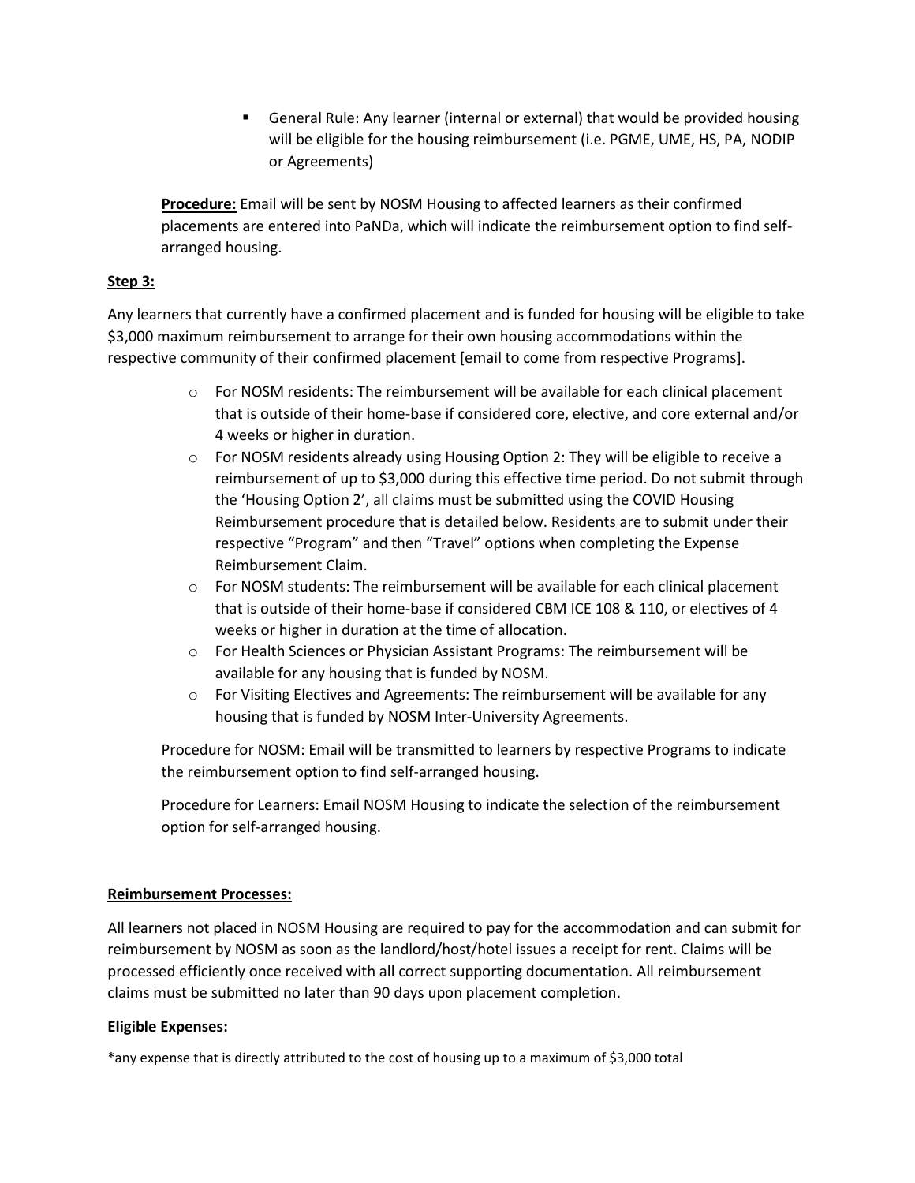- General Rule: Any learner (internal or external) that would be provided housing will be eligible for the housing reimbursement (i.e. PGME, UME, HS, PA, NODIP or Agreements)

**Procedure:** Email will be sent by NOSM Housing to affected learners as their confirmed placements are entered into PaNDa, which will indicate the reimbursement option to find self-arranged housing.

**Step 3:**

Any learners that currently have a confirmed placement and is funded for housing will be eligible to take $3,000 maximum reimbursement to arrange for their own housing accommodations within the respective community of their confirmed placement [email to come from respective Programs].

- For NOSM residents: The reimbursement will be available for each clinical placement that is outside of their home-base if considered core, elective, and core external and/or 4 weeks or higher in duration.
- For NOSM residents already using Housing Option 2: They will be eligible to receive a reimbursement of up to $3,000 during this effective time period. Do not submit through the 'Housing Option 2', all claims must be submitted using the COVID Housing Reimbursement procedure that is detailed below. Residents are to submit under their respective "Program" and then "Travel" options when completing the Expense Reimbursement Claim.
- For NOSM students: The reimbursement will be available for each clinical placement that is outside of their home-base if considered CBM ICE 108 & 110, or electives of 4 weeks or higher in duration at the time of allocation.
- For Health Sciences or Physician Assistant Programs: The reimbursement will be available for any housing that is funded by NOSM.
- For Visiting Electives and Agreements: The reimbursement will be available for any housing that is funded by NOSM Inter-University Agreements.

Procedure for NOSM: Email will be transmitted to learners by respective Programs to indicate the reimbursement option to find self-arranged housing.

Procedure for Learners: Email NOSM Housing to indicate the selection of the reimbursement option for self-arranged housing.

**Reimbursement Processes:**

All learners not placed in NOSM Housing are required to pay for the accommodation and can submit for reimbursement by NOSM as soon as the landlord/host/hotel issues a receipt for rent. Claims will be processed efficiently once received with all correct supporting documentation. All reimbursement claims must be submitted no later than 90 days upon placement completion.

**Eligible Expenses:**

*any expense that is directly attributed to the cost of housing up to a maximum of $3,000 total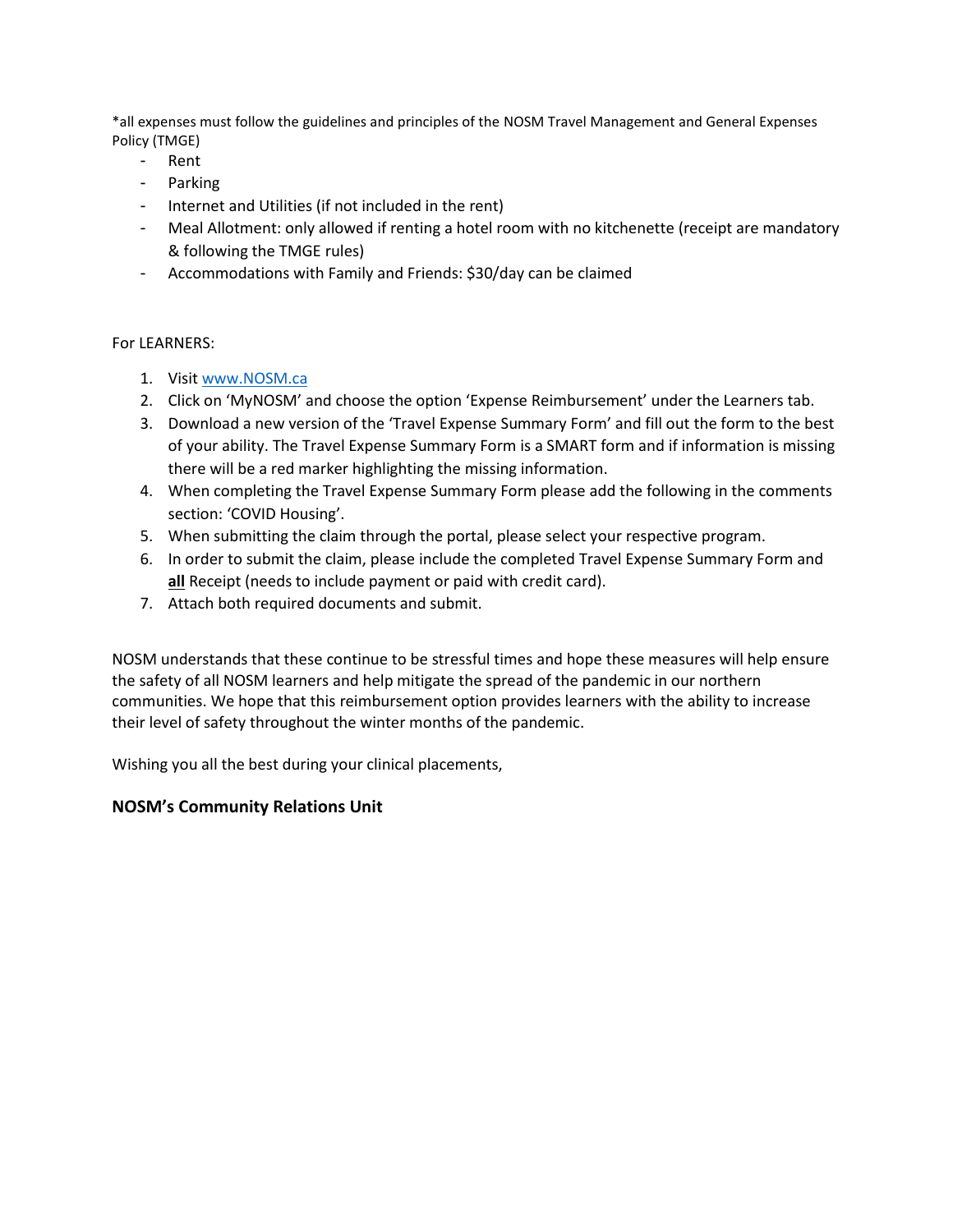*all expenses must follow the guidelines and principles of the NOSM Travel Management and General Expenses Policy (TMGE)

- Rent
- Parking
- Internet and Utilities (if not included in the rent)
- Meal Allotment: only allowed if renting a hotel room with no kitchenette (receipt are mandatory & following the TMGE rules)
- Accommodations with Family and Friends: $30/day can be claimed

For LEARNERS:

1. Visit [www.NOSM.ca](http://www.NOSM.ca)
2. Click on 'MyNOSM' and choose the option 'Expense Reimbursement' under the Learners tab.
3. Download a new version of the 'Travel Expense Summary Form' and fill out the form to the best of your ability. The Travel Expense Summary Form is a SMART form and if information is missing there will be a red marker highlighting the missing information.
4. When completing the Travel Expense Summary Form please add the following in the comments section: 'COVID Housing'.
5. When submitting the claim through the portal, please select your respective program.
6. In order to submit the claim, please include the completed Travel Expense Summary Form and **all** Receipt (needs to include payment or paid with credit card).
7. Attach both required documents and submit.

NOSM understands that these continue to be stressful times and hope these measures will help ensure the safety of all NOSM learners and help mitigate the spread of the pandemic in our northern communities. We hope that this reimbursement option provides learners with the ability to increase their level of safety throughout the winter months of the pandemic.

Wishing you all the best during your clinical placements,

**NOSM's Community Relations Unit**